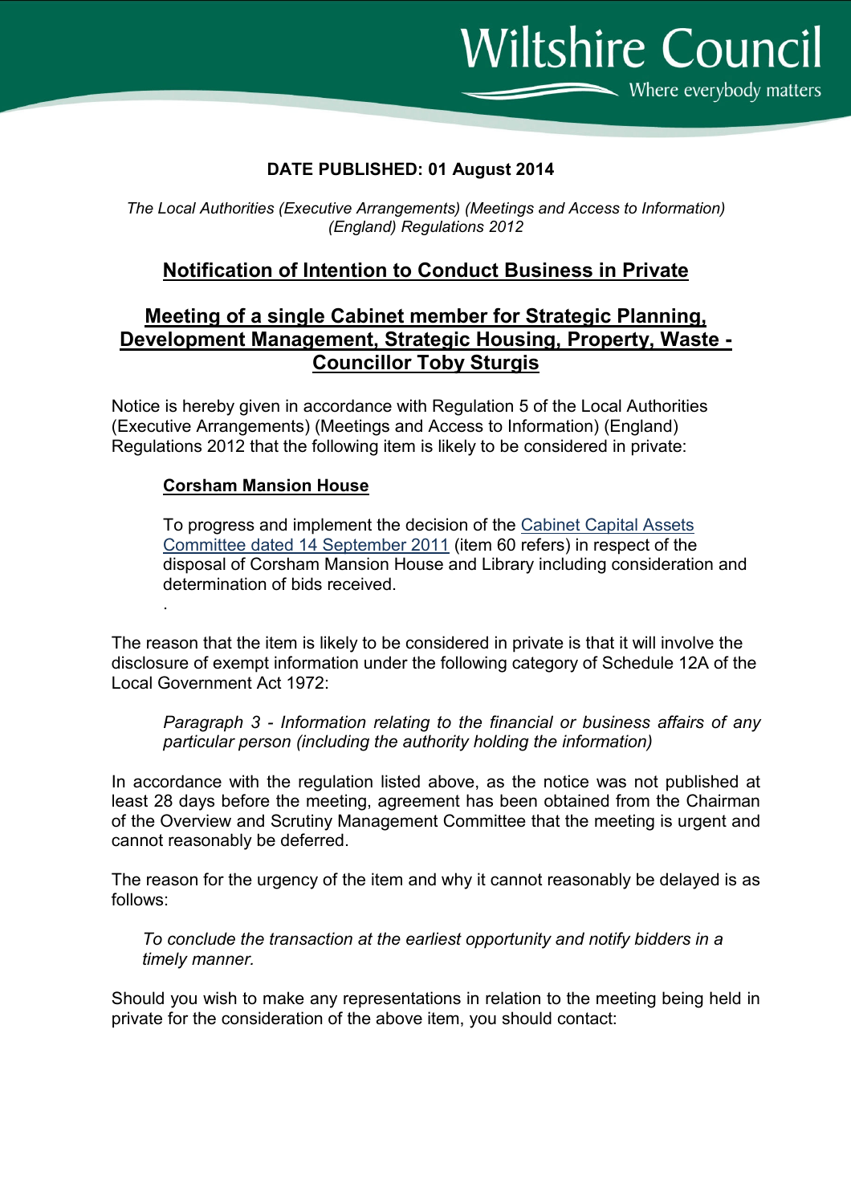Wiltshire Council

Where everybody matters

**DATE PUBLISHED: 01 August 2014**

*The Local Authorities (Executive Arrangements) (Meetings and Access to Information) (England) Regulations 2012*

## Notification of Intention to Conduct Business in Private

## Meeting of a single Cabinet member for Strategic Planning, Development Management, Strategic Housing, Property, Waste - Councillor Toby Sturgis

Notice is hereby given in accordance with Regulation 5 of the Local Authorities (Executive Arrangements) (Meetings and Access to Information) (England) Regulations 2012 that the following item is likely to be considered in private:

> **Corsham Mansion House**
>
> To progress and implement the decision of the Cabinet Capital Assets Committee dated 14 September 2011 (item 60 refers) in respect of the disposal of Corsham Mansion House and Library including consideration and determination of bids received.
>
> .

The reason that the item is likely to be considered in private is that it will involve the disclosure of exempt information under the following category of Schedule 12A of the Local Government Act 1972:

> *Paragraph 3 - Information relating to the financial or business affairs of any particular person (including the authority holding the information)*

In accordance with the regulation listed above, as the notice was not published at least 28 days before the meeting, agreement has been obtained from the Chairman of the Overview and Scrutiny Management Committee that the meeting is urgent and cannot reasonably be deferred.

The reason for the urgency of the item and why it cannot reasonably be delayed is as follows:

> *To conclude the transaction at the earliest opportunity and notify bidders in a timely manner.*

Should you wish to make any representations in relation to the meeting being held in private for the consideration of the above item, you should contact: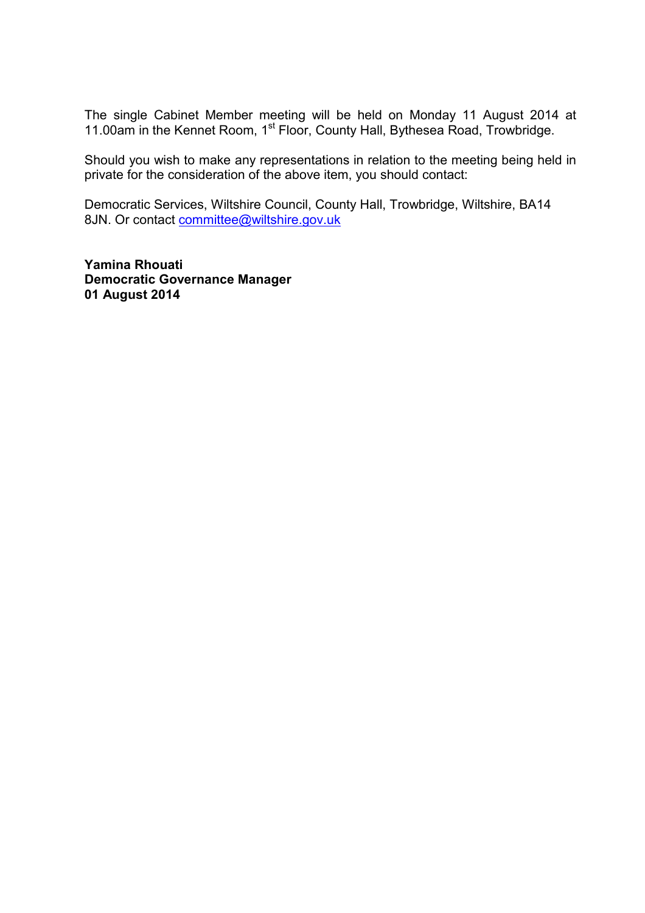The single Cabinet Member meeting will be held on Monday 11 August 2014 at 11.00am in the Kennet Room, 1st Floor, County Hall, Bythesea Road, Trowbridge.

Should you wish to make any representations in relation to the meeting being held in private for the consideration of the above item, you should contact:

Democratic Services, Wiltshire Council, County Hall, Trowbridge, Wiltshire, BA14 8JN. Or contact committee@wiltshire.gov.uk

**Yamina Rhouati**
**Democratic Governance Manager**
**01 August 2014**